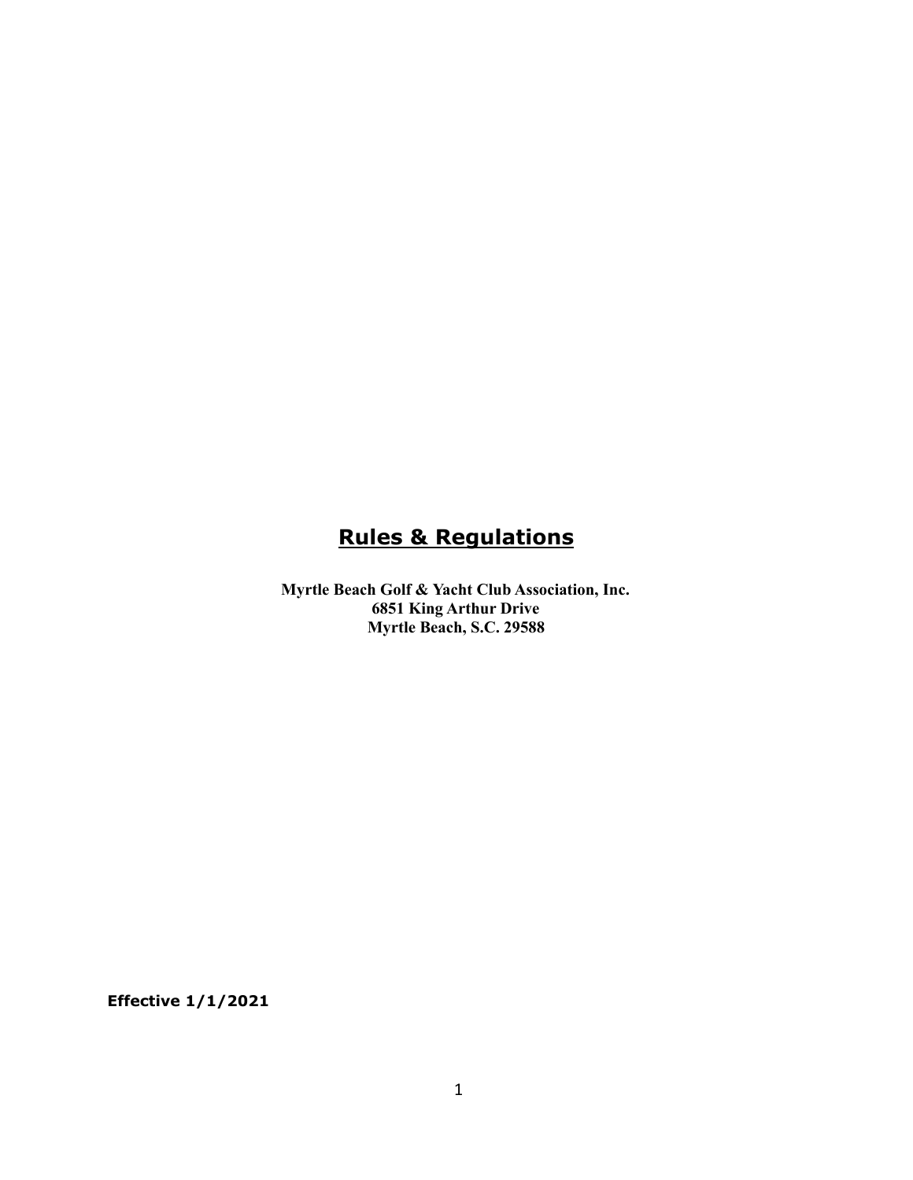# Rules & Regulations

**Myrtle Beach Golf & Yacht Club Association, Inc.**
**6851 King Arthur Drive**
**Myrtle Beach, S.C. 29588**

**Effective 1/1/2021**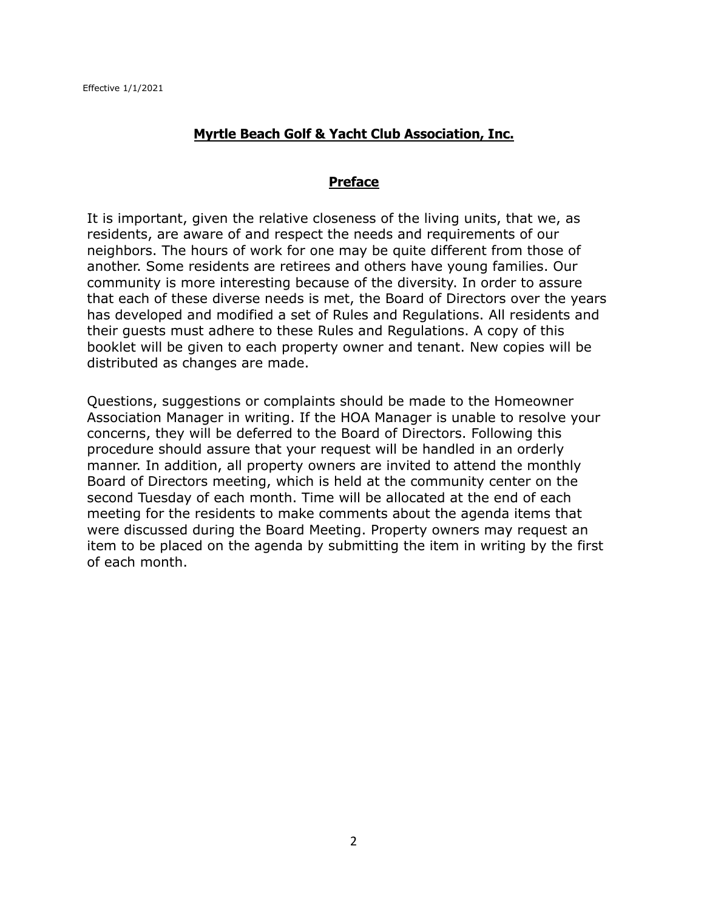Effective 1/1/2021

## **Myrtle Beach Golf & Yacht Club Association, Inc.**

### **Preface**

It is important, given the relative closeness of the living units, that we, as residents, are aware of and respect the needs and requirements of our neighbors. The hours of work for one may be quite different from those of another. Some residents are retirees and others have young families. Our community is more interesting because of the diversity. In order to assure that each of these diverse needs is met, the Board of Directors over the years has developed and modified a set of Rules and Regulations. All residents and their guests must adhere to these Rules and Regulations. A copy of this booklet will be given to each property owner and tenant. New copies will be distributed as changes are made.

Questions, suggestions or complaints should be made to the Homeowner Association Manager in writing. If the HOA Manager is unable to resolve your concerns, they will be deferred to the Board of Directors. Following this procedure should assure that your request will be handled in an orderly manner. In addition, all property owners are invited to attend the monthly Board of Directors meeting, which is held at the community center on the second Tuesday of each month. Time will be allocated at the end of each meeting for the residents to make comments about the agenda items that were discussed during the Board Meeting. Property owners may request an item to be placed on the agenda by submitting the item in writing by the first of each month.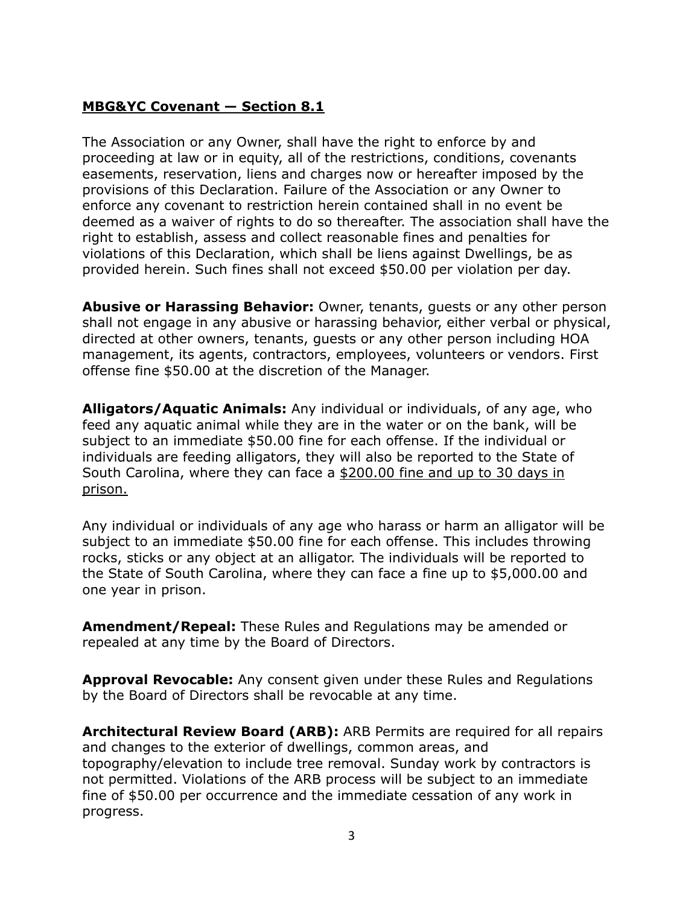**MBG&YC Covenant — Section 8.1**

The Association or any Owner, shall have the right to enforce by and proceeding at law or in equity, all of the restrictions, conditions, covenants easements, reservation, liens and charges now or hereafter imposed by the provisions of this Declaration. Failure of the Association or any Owner to enforce any covenant to restriction herein contained shall in no event be deemed as a waiver of rights to do so thereafter. The association shall have the right to establish, assess and collect reasonable fines and penalties for violations of this Declaration, which shall be liens against Dwellings, be as provided herein. Such fines shall not exceed $50.00 per violation per day.

**Abusive or Harassing Behavior:** Owner, tenants, guests or any other person shall not engage in any abusive or harassing behavior, either verbal or physical, directed at other owners, tenants, guests or any other person including HOA management, its agents, contractors, employees, volunteers or vendors. First offense fine $50.00 at the discretion of the Manager.

**Alligators/Aquatic Animals:** Any individual or individuals, of any age, who feed any aquatic animal while they are in the water or on the bank, will be subject to an immediate $50.00 fine for each offense. If the individual or individuals are feeding alligators, they will also be reported to the State of South Carolina, where they can face a <u>$200.00 fine and up to 30 days in prison.</u>

Any individual or individuals of any age who harass or harm an alligator will be subject to an immediate $50.00 fine for each offense. This includes throwing rocks, sticks or any object at an alligator. The individuals will be reported to the State of South Carolina, where they can face a fine up to $5,000.00 and one year in prison.

**Amendment/Repeal:** These Rules and Regulations may be amended or repealed at any time by the Board of Directors.

**Approval Revocable:** Any consent given under these Rules and Regulations by the Board of Directors shall be revocable at any time.

**Architectural Review Board (ARB):** ARB Permits are required for all repairs and changes to the exterior of dwellings, common areas, and topography/elevation to include tree removal. Sunday work by contractors is not permitted. Violations of the ARB process will be subject to an immediate fine of $50.00 per occurrence and the immediate cessation of any work in progress.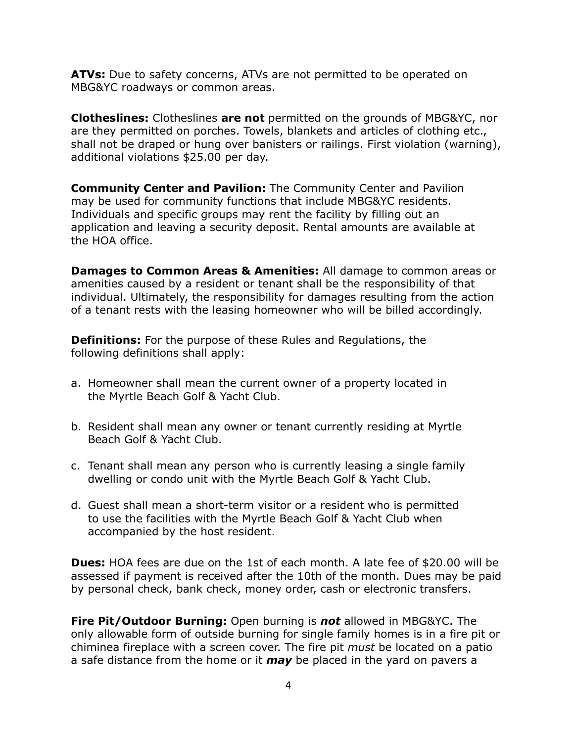**ATVs:** Due to safety concerns, ATVs are not permitted to be operated on MBG&YC roadways or common areas.

**Clotheslines:** Clotheslines **are not** permitted on the grounds of MBG&YC, nor are they permitted on porches. Towels, blankets and articles of clothing etc., shall not be draped or hung over banisters or railings. First violation (warning), additional violations $25.00 per day.

**Community Center and Pavilion:** The Community Center and Pavilion may be used for community functions that include MBG&YC residents. Individuals and specific groups may rent the facility by filling out an application and leaving a security deposit. Rental amounts are available at the HOA office.

**Damages to Common Areas & Amenities:** All damage to common areas or amenities caused by a resident or tenant shall be the responsibility of that individual. Ultimately, the responsibility for damages resulting from the action of a tenant rests with the leasing homeowner who will be billed accordingly.

**Definitions:** For the purpose of these Rules and Regulations, the following definitions shall apply:

a. Homeowner shall mean the current owner of a property located in the Myrtle Beach Golf & Yacht Club.

b. Resident shall mean any owner or tenant currently residing at Myrtle Beach Golf & Yacht Club.

c. Tenant shall mean any person who is currently leasing a single family dwelling or condo unit with the Myrtle Beach Golf & Yacht Club.

d. Guest shall mean a short-term visitor or a resident who is permitted to use the facilities with the Myrtle Beach Golf & Yacht Club when accompanied by the host resident.

**Dues:** HOA fees are due on the 1st of each month. A late fee of $20.00 will be assessed if payment is received after the 10th of the month. Dues may be paid by personal check, bank check, money order, cash or electronic transfers.

**Fire Pit/Outdoor Burning:** Open burning is ***not*** allowed in MBG&YC. The only allowable form of outside burning for single family homes is in a fire pit or chiminea fireplace with a screen cover. The fire pit *must* be located on a patio a safe distance from the home or it ***may*** be placed in the yard on pavers a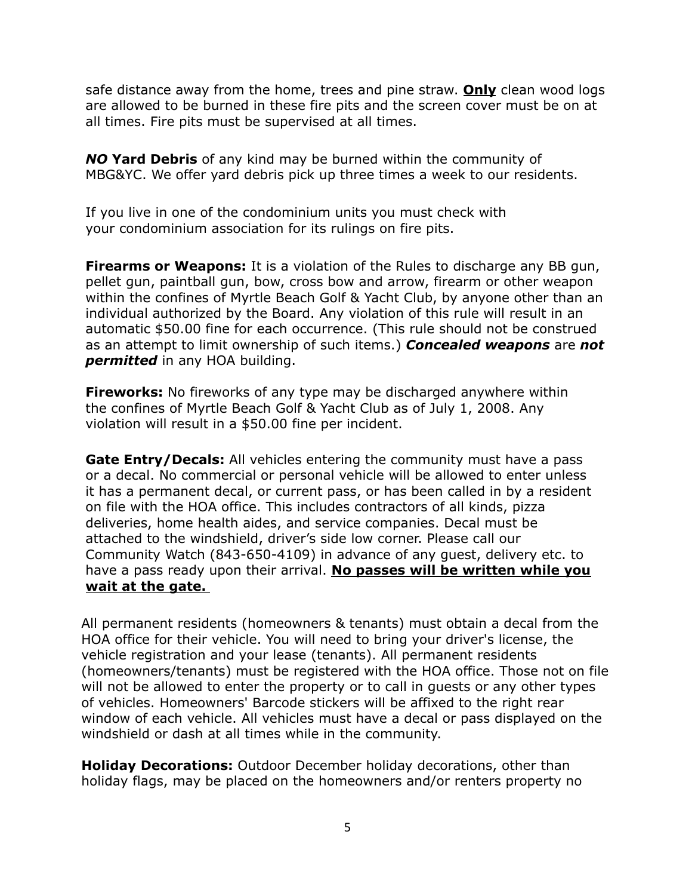safe distance away from the home, trees and pine straw. **<u>Only</u>** clean wood logs are allowed to be burned in these fire pits and the screen cover must be on at all times. Fire pits must be supervised at all times.

***NO*** **Yard Debris** of any kind may be burned within the community of MBG&YC. We offer yard debris pick up three times a week to our residents.

If you live in one of the condominium units you must check with your condominium association for its rulings on fire pits.

**Firearms or Weapons:** It is a violation of the Rules to discharge any BB gun, pellet gun, paintball gun, bow, cross bow and arrow, firearm or other weapon within the confines of Myrtle Beach Golf & Yacht Club, by anyone other than an individual authorized by the Board. Any violation of this rule will result in an automatic $50.00 fine for each occurrence. (This rule should not be construed as an attempt to limit ownership of such items.) ***Concealed weapons*** are ***not permitted*** in any HOA building.

**Fireworks:** No fireworks of any type may be discharged anywhere within the confines of Myrtle Beach Golf & Yacht Club as of July 1, 2008. Any violation will result in a $50.00 fine per incident.

**Gate Entry/Decals:** All vehicles entering the community must have a pass or a decal. No commercial or personal vehicle will be allowed to enter unless it has a permanent decal, or current pass, or has been called in by a resident on file with the HOA office. This includes contractors of all kinds, pizza deliveries, home health aides, and service companies. Decal must be attached to the windshield, driver's side low corner. Please call our Community Watch (843-650-4109) in advance of any guest, delivery etc. to have a pass ready upon their arrival. **<u>No passes will be written while you wait at the gate.</u>**

All permanent residents (homeowners & tenants) must obtain a decal from the HOA office for their vehicle. You will need to bring your driver's license, the vehicle registration and your lease (tenants). All permanent residents (homeowners/tenants) must be registered with the HOA office. Those not on file will not be allowed to enter the property or to call in guests or any other types of vehicles. Homeowners' Barcode stickers will be affixed to the right rear window of each vehicle. All vehicles must have a decal or pass displayed on the windshield or dash at all times while in the community.

**Holiday Decorations:** Outdoor December holiday decorations, other than holiday flags, may be placed on the homeowners and/or renters property no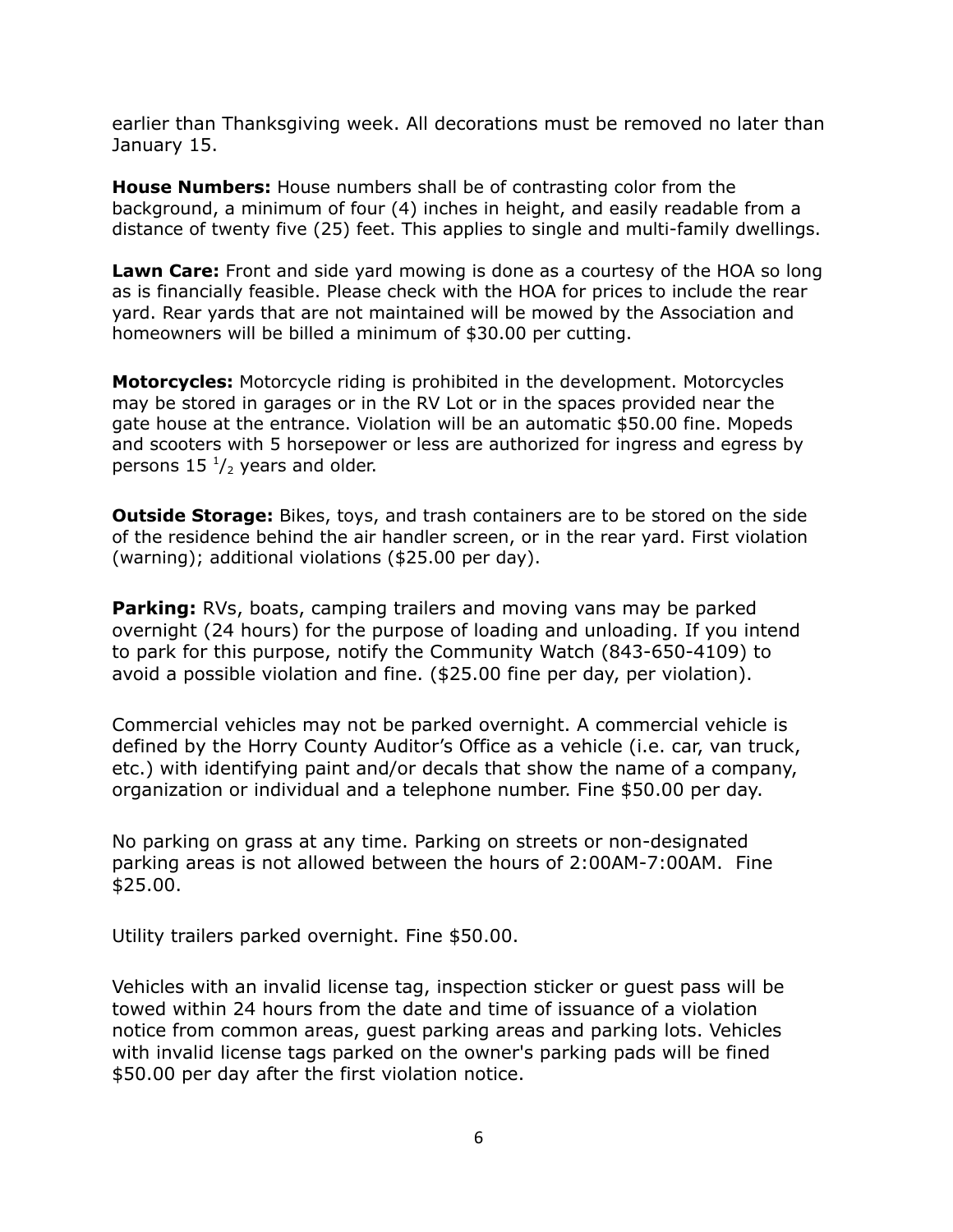earlier than Thanksgiving week. All decorations must be removed no later than January 15.

**House Numbers:** House numbers shall be of contrasting color from the background, a minimum of four (4) inches in height, and easily readable from a distance of twenty five (25) feet. This applies to single and multi-family dwellings.

**Lawn Care:** Front and side yard mowing is done as a courtesy of the HOA so long as is financially feasible. Please check with the HOA for prices to include the rear yard. Rear yards that are not maintained will be mowed by the Association and homeowners will be billed a minimum of $30.00 per cutting.

**Motorcycles:** Motorcycle riding is prohibited in the development. Motorcycles may be stored in garages or in the RV Lot or in the spaces provided near the gate house at the entrance. Violation will be an automatic $50.00 fine. Mopeds and scooters with 5 horsepower or less are authorized for ingress and egress by persons 15 $^{1}/_{2}$ years and older.

**Outside Storage:** Bikes, toys, and trash containers are to be stored on the side of the residence behind the air handler screen, or in the rear yard. First violation (warning); additional violations ($25.00 per day).

**Parking:** RVs, boats, camping trailers and moving vans may be parked overnight (24 hours) for the purpose of loading and unloading. If you intend to park for this purpose, notify the Community Watch (843-650-4109) to avoid a possible violation and fine. ($25.00 fine per day, per violation).

Commercial vehicles may not be parked overnight. A commercial vehicle is defined by the Horry County Auditor's Office as a vehicle (i.e. car, van truck, etc.) with identifying paint and/or decals that show the name of a company, organization or individual and a telephone number. Fine $50.00 per day.

No parking on grass at any time. Parking on streets or non-designated parking areas is not allowed between the hours of 2:00AM-7:00AM. Fine $25.00.

Utility trailers parked overnight. Fine $50.00.

Vehicles with an invalid license tag, inspection sticker or guest pass will be towed within 24 hours from the date and time of issuance of a violation notice from common areas, guest parking areas and parking lots. Vehicles with invalid license tags parked on the owner's parking pads will be fined $50.00 per day after the first violation notice.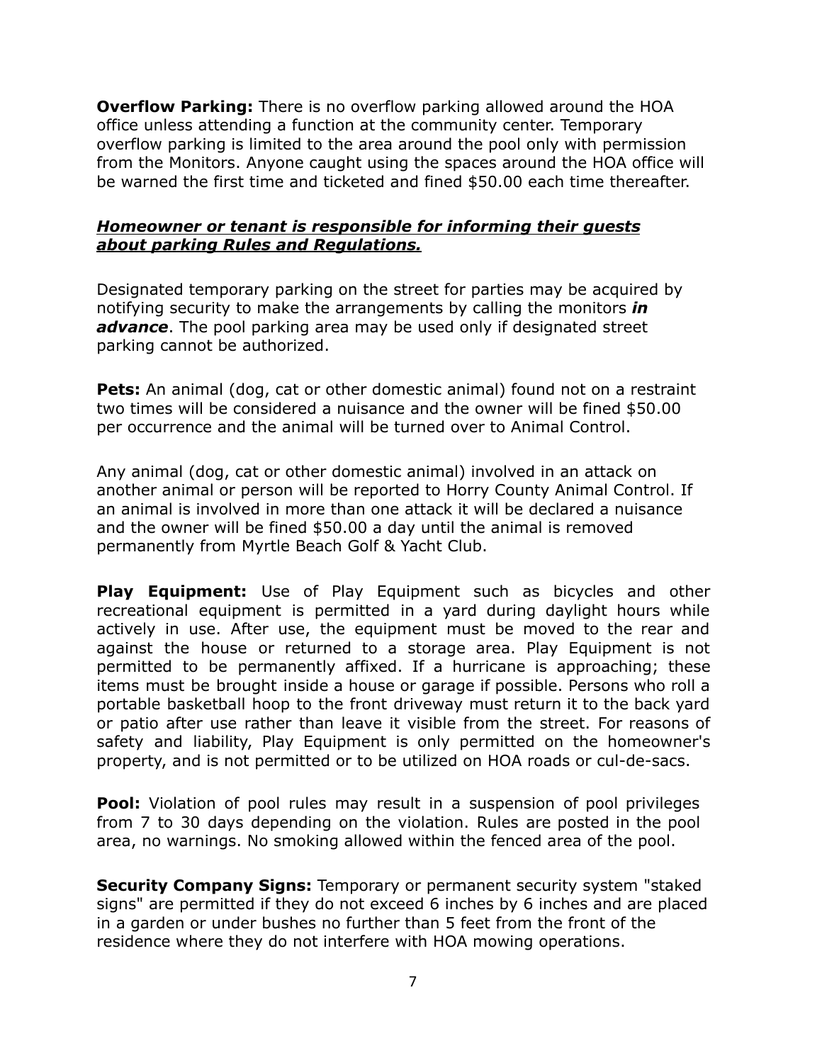**Overflow Parking:** There is no overflow parking allowed around the HOA office unless attending a function at the community center. Temporary overflow parking is limited to the area around the pool only with permission from the Monitors. Anyone caught using the spaces around the HOA office will be warned the first time and ticketed and fined $50.00 each time thereafter.

***<u>Homeowner or tenant is responsible for informing their guests about parking Rules and Regulations.</u>***

Designated temporary parking on the street for parties may be acquired by notifying security to make the arrangements by calling the monitors ***in advance***. The pool parking area may be used only if designated street parking cannot be authorized.

**Pets:** An animal (dog, cat or other domestic animal) found not on a restraint two times will be considered a nuisance and the owner will be fined $50.00 per occurrence and the animal will be turned over to Animal Control.

Any animal (dog, cat or other domestic animal) involved in an attack on another animal or person will be reported to Horry County Animal Control. If an animal is involved in more than one attack it will be declared a nuisance and the owner will be fined $50.00 a day until the animal is removed permanently from Myrtle Beach Golf & Yacht Club.

**Play Equipment:** Use of Play Equipment such as bicycles and other recreational equipment is permitted in a yard during daylight hours while actively in use. After use, the equipment must be moved to the rear and against the house or returned to a storage area. Play Equipment is not permitted to be permanently affixed. If a hurricane is approaching; these items must be brought inside a house or garage if possible. Persons who roll a portable basketball hoop to the front driveway must return it to the back yard or patio after use rather than leave it visible from the street. For reasons of safety and liability, Play Equipment is only permitted on the homeowner's property, and is not permitted or to be utilized on HOA roads or cul-de-sacs.

**Pool:** Violation of pool rules may result in a suspension of pool privileges from 7 to 30 days depending on the violation. Rules are posted in the pool area, no warnings. No smoking allowed within the fenced area of the pool.

**Security Company Signs:** Temporary or permanent security system "staked signs" are permitted if they do not exceed 6 inches by 6 inches and are placed in a garden or under bushes no further than 5 feet from the front of the residence where they do not interfere with HOA mowing operations.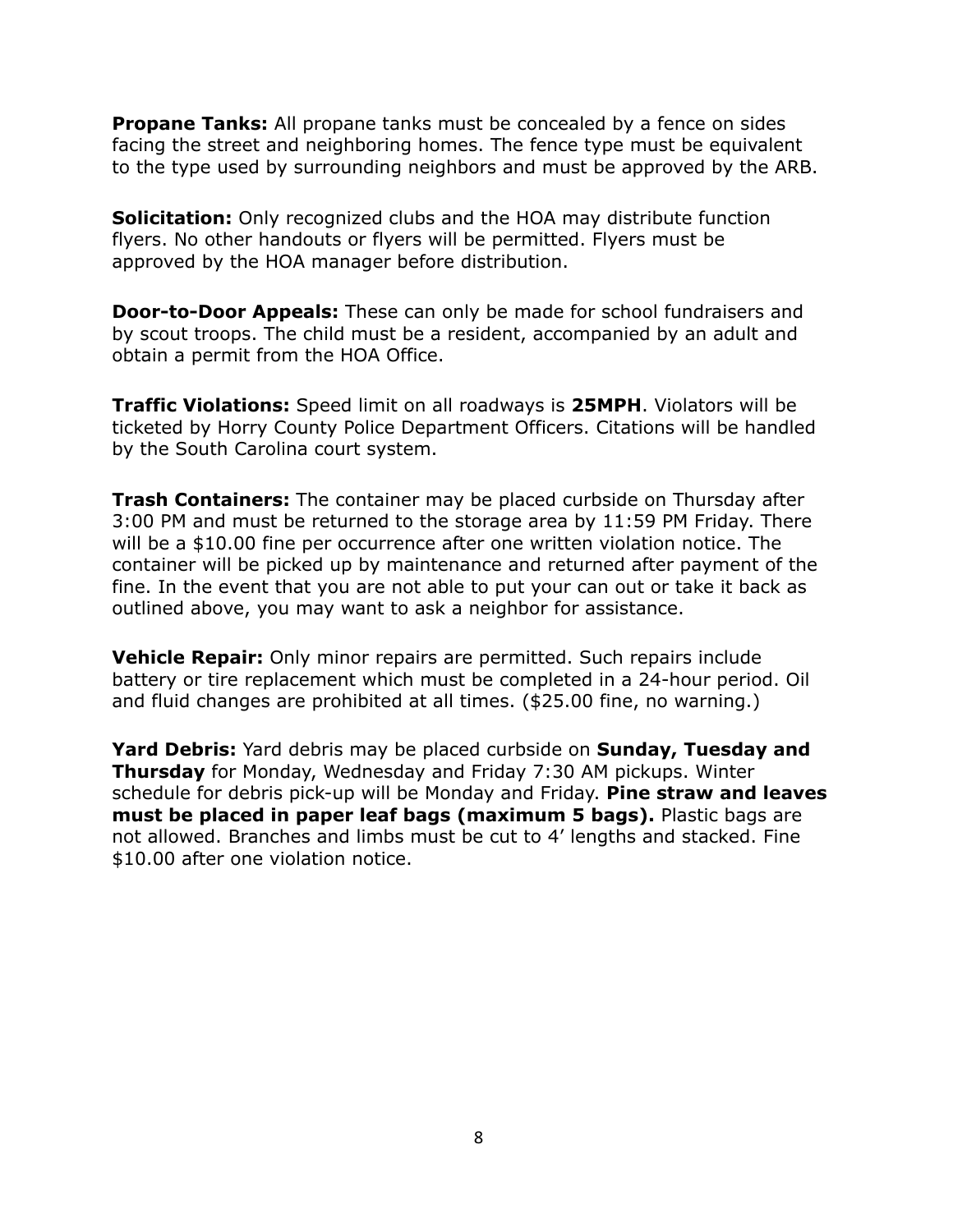**Propane Tanks:** All propane tanks must be concealed by a fence on sides facing the street and neighboring homes. The fence type must be equivalent to the type used by surrounding neighbors and must be approved by the ARB.

**Solicitation:** Only recognized clubs and the HOA may distribute function flyers. No other handouts or flyers will be permitted. Flyers must be approved by the HOA manager before distribution.

**Door-to-Door Appeals:** These can only be made for school fundraisers and by scout troops. The child must be a resident, accompanied by an adult and obtain a permit from the HOA Office.

**Traffic Violations:** Speed limit on all roadways is **25MPH**. Violators will be ticketed by Horry County Police Department Officers. Citations will be handled by the South Carolina court system.

**Trash Containers:** The container may be placed curbside on Thursday after 3:00 PM and must be returned to the storage area by 11:59 PM Friday. There will be a $10.00 fine per occurrence after one written violation notice. The container will be picked up by maintenance and returned after payment of the fine. In the event that you are not able to put your can out or take it back as outlined above, you may want to ask a neighbor for assistance.

**Vehicle Repair:** Only minor repairs are permitted. Such repairs include battery or tire replacement which must be completed in a 24-hour period. Oil and fluid changes are prohibited at all times. ($25.00 fine, no warning.)

**Yard Debris:** Yard debris may be placed curbside on **Sunday, Tuesday and Thursday** for Monday, Wednesday and Friday 7:30 AM pickups. Winter schedule for debris pick-up will be Monday and Friday. **Pine straw and leaves must be placed in paper leaf bags (maximum 5 bags).** Plastic bags are not allowed. Branches and limbs must be cut to 4' lengths and stacked. Fine $10.00 after one violation notice.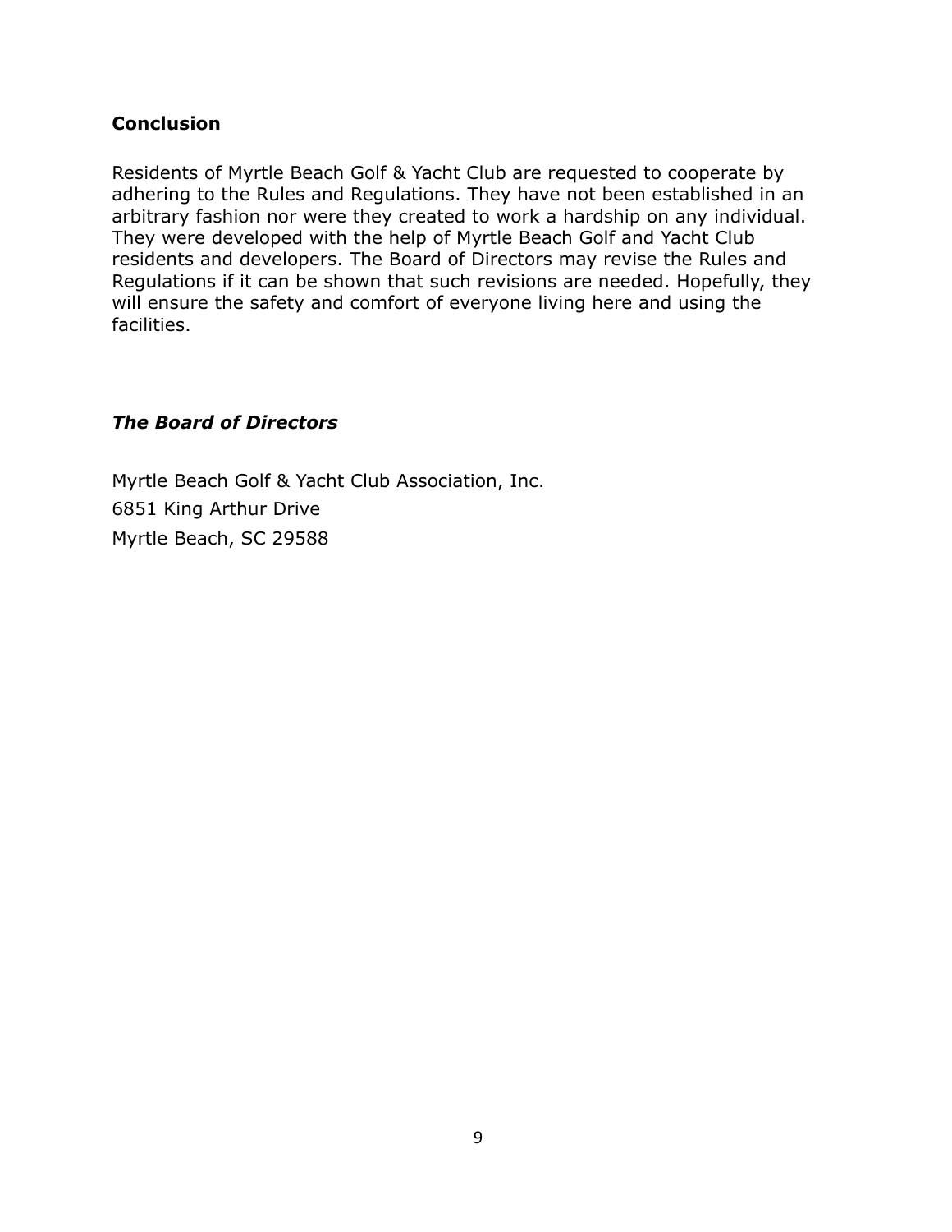## Conclusion

Residents of Myrtle Beach Golf & Yacht Club are requested to cooperate by adhering to the Rules and Regulations. They have not been established in an arbitrary fashion nor were they created to work a hardship on any individual. They were developed with the help of Myrtle Beach Golf and Yacht Club residents and developers. The Board of Directors may revise the Rules and Regulations if it can be shown that such revisions are needed. Hopefully, they will ensure the safety and comfort of everyone living here and using the facilities.

***The Board of Directors***

Myrtle Beach Golf & Yacht Club Association, Inc.
6851 King Arthur Drive
Myrtle Beach, SC 29588